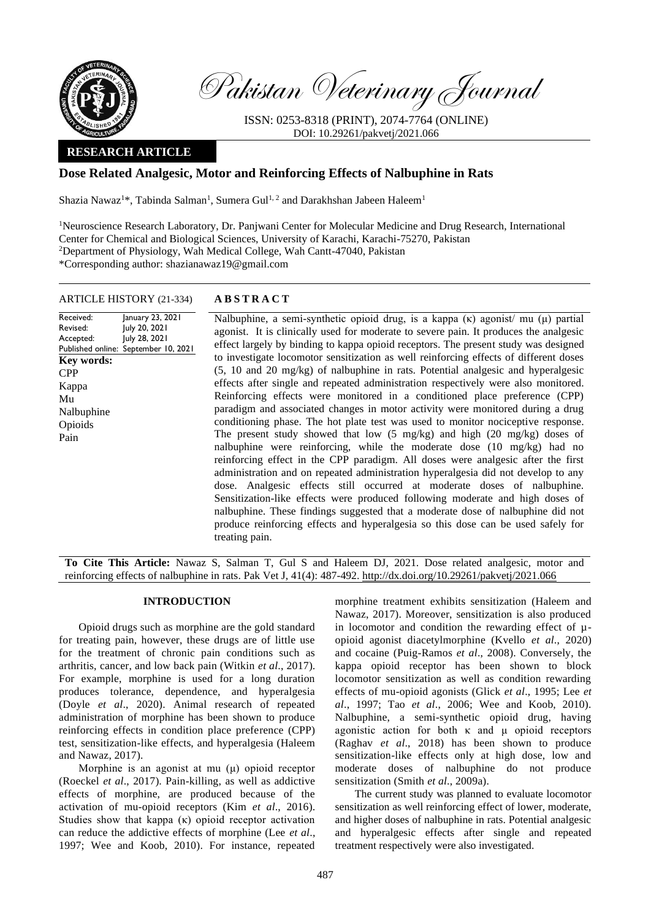Pakistan Veterinary Journal

ISSN: 0253-8318 (PRINT), 2074-7764 (ONLINE)
DOI: 10.29261/pakvetj/2021.066

**RESEARCH ARTICLE**

# Dose Related Analgesic, Motor and Reinforcing Effects of Nalbuphine in Rats

Shazia Nawaz[1]*, Tabinda Salman[1], Sumera Gul[1,2] and Darakhshan Jabeen Haleem[1]

[1]Neuroscience Research Laboratory, Dr. Panjwani Center for Molecular Medicine and Drug Research, International Center for Chemical and Biological Sciences, University of Karachi, Karachi-75270, Pakistan
[2]Department of Physiology, Wah Medical College, Wah Cantt-47040, Pakistan
*Corresponding author: shazianawaz19@gmail.com

ARTICLE HISTORY (21-334)

| | |
|---|---|
| Received: | January 23, 2021 |
| Revised: | July 20, 2021 |
| Accepted: | July 28, 2021 |
| Published online: | September 10, 2021 |

**Key words:**
CPP
Kappa
Mu
Nalbuphine
Opioids
Pain

## ABSTRACT

Nalbuphine, a semi-synthetic opioid drug, is a kappa (κ) agonist/ mu (μ) partial agonist. It is clinically used for moderate to severe pain. It produces the analgesic effect largely by binding to kappa opioid receptors. The present study was designed to investigate locomotor sensitization as well reinforcing effects of different doses (5, 10 and 20 mg/kg) of nalbuphine in rats. Potential analgesic and hyperalgesic effects after single and repeated administration respectively were also monitored. Reinforcing effects were monitored in a conditioned place preference (CPP) paradigm and associated changes in motor activity were monitored during a drug conditioning phase. The hot plate test was used to monitor nociceptive response. The present study showed that low (5 mg/kg) and high (20 mg/kg) doses of nalbuphine were reinforcing, while the moderate dose (10 mg/kg) had no reinforcing effect in the CPP paradigm. All doses were analgesic after the first administration and on repeated administration hyperalgesia did not develop to any dose. Analgesic effects still occurred at moderate doses of nalbuphine. Sensitization-like effects were produced following moderate and high doses of nalbuphine. These findings suggested that a moderate dose of nalbuphine did not produce reinforcing effects and hyperalgesia so this dose can be used safely for treating pain.

**To Cite This Article:** Nawaz S, Salman T, Gul S and Haleem DJ, 2021. Dose related analgesic, motor and reinforcing effects of nalbuphine in rats. Pak Vet J, 41(4): 487-492. http://dx.doi.org/10.29261/pakvetj/2021.066

## INTRODUCTION

Opioid drugs such as morphine are the gold standard for treating pain, however, these drugs are of little use for the treatment of chronic pain conditions such as arthritis, cancer, and low back pain (Witkin *et al*., 2017). For example, morphine is used for a long duration produces tolerance, dependence, and hyperalgesia (Doyle *et al*., 2020). Animal research of repeated administration of morphine has been shown to produce reinforcing effects in condition place preference (CPP) test, sensitization-like effects, and hyperalgesia (Haleem and Nawaz, 2017).

Morphine is an agonist at mu (μ) opioid receptor (Roeckel *et al*., 2017). Pain-killing, as well as addictive effects of morphine, are produced because of the activation of mu-opioid receptors (Kim *et al*., 2016). Studies show that kappa (κ) opioid receptor activation can reduce the addictive effects of morphine (Lee *et al*., 1997; Wee and Koob, 2010). For instance, repeated morphine treatment exhibits sensitization (Haleem and Nawaz, 2017). Moreover, sensitization is also produced in locomotor and condition the rewarding effect of μ-opioid agonist diacetylmorphine (Kvello *et al*., 2020) and cocaine (Puig-Ramos *et al*., 2008). Conversely, the kappa opioid receptor has been shown to block locomotor sensitization as well as condition rewarding effects of mu-opioid agonists (Glick *et al*., 1995; Lee *et al*., 1997; Tao *et al*., 2006; Wee and Koob, 2010). Nalbuphine, a semi-synthetic opioid drug, having agonistic action for both κ and μ opioid receptors (Raghav *et al*., 2018) has been shown to produce sensitization-like effects only at high dose, low and moderate doses of nalbuphine do not produce sensitization (Smith *et al*., 2009a).

The current study was planned to evaluate locomotor sensitization as well reinforcing effect of lower, moderate, and higher doses of nalbuphine in rats. Potential analgesic and hyperalgesic effects after single and repeated treatment respectively were also investigated.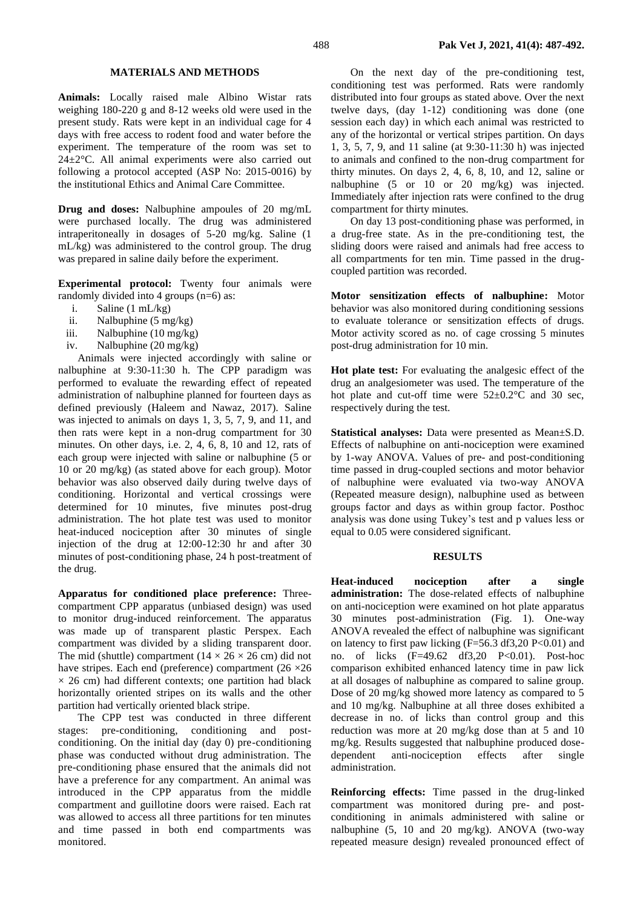## MATERIALS AND METHODS

**Animals:** Locally raised male Albino Wistar rats weighing 180-220 g and 8-12 weeks old were used in the present study. Rats were kept in an individual cage for 4 days with free access to rodent food and water before the experiment. The temperature of the room was set to 24±2°C. All animal experiments were also carried out following a protocol accepted (ASP No: 2015-0016) by the institutional Ethics and Animal Care Committee.

**Drug and doses:** Nalbuphine ampoules of 20 mg/mL were purchased locally. The drug was administered intraperitoneally in dosages of 5-20 mg/kg. Saline (1 mL/kg) was administered to the control group. The drug was prepared in saline daily before the experiment.

**Experimental protocol:** Twenty four animals were randomly divided into 4 groups (n=6) as:

i. Saline (1 mL/kg)
ii. Nalbuphine (5 mg/kg)
iii. Nalbuphine (10 mg/kg)
iv. Nalbuphine (20 mg/kg)

Animals were injected accordingly with saline or nalbuphine at 9:30-11:30 h. The CPP paradigm was performed to evaluate the rewarding effect of repeated administration of nalbuphine planned for fourteen days as defined previously (Haleem and Nawaz, 2017). Saline was injected to animals on days 1, 3, 5, 7, 9, and 11, and then rats were kept in a non-drug compartment for 30 minutes. On other days, i.e. 2, 4, 6, 8, 10 and 12, rats of each group were injected with saline or nalbuphine (5 or 10 or 20 mg/kg) (as stated above for each group). Motor behavior was also observed daily during twelve days of conditioning. Horizontal and vertical crossings were determined for 10 minutes, five minutes post-drug administration. The hot plate test was used to monitor heat-induced nociception after 30 minutes of single injection of the drug at 12:00-12:30 hr and after 30 minutes of post-conditioning phase, 24 h post-treatment of the drug.

**Apparatus for conditioned place preference:** Three-compartment CPP apparatus (unbiased design) was used to monitor drug-induced reinforcement. The apparatus was made up of transparent plastic Perspex. Each compartment was divided by a sliding transparent door. The mid (shuttle) compartment (14 × 26 × 26 cm) did not have stripes. Each end (preference) compartment (26 ×26 × 26 cm) had different contexts; one partition had black horizontally oriented stripes on its walls and the other partition had vertically oriented black stripe.

The CPP test was conducted in three different stages: pre-conditioning, conditioning and post-conditioning. On the initial day (day 0) pre-conditioning phase was conducted without drug administration. The pre-conditioning phase ensured that the animals did not have a preference for any compartment. An animal was introduced in the CPP apparatus from the middle compartment and guillotine doors were raised. Each rat was allowed to access all three partitions for ten minutes and time passed in both end compartments was monitored.

On the next day of the pre-conditioning test, conditioning test was performed. Rats were randomly distributed into four groups as stated above. Over the next twelve days, (day 1-12) conditioning was done (one session each day) in which each animal was restricted to any of the horizontal or vertical stripes partition. On days 1, 3, 5, 7, 9, and 11 saline (at 9:30-11:30 h) was injected to animals and confined to the non-drug compartment for thirty minutes. On days 2, 4, 6, 8, 10, and 12, saline or nalbuphine (5 or 10 or 20 mg/kg) was injected. Immediately after injection rats were confined to the drug compartment for thirty minutes.

On day 13 post-conditioning phase was performed, in a drug-free state. As in the pre-conditioning test, the sliding doors were raised and animals had free access to all compartments for ten min. Time passed in the drug-coupled partition was recorded.

**Motor sensitization effects of nalbuphine:** Motor behavior was also monitored during conditioning sessions to evaluate tolerance or sensitization effects of drugs. Motor activity scored as no. of cage crossing 5 minutes post-drug administration for 10 min.

**Hot plate test:** For evaluating the analgesic effect of the drug an analgesiometer was used. The temperature of the hot plate and cut-off time were 52±0.2°C and 30 sec, respectively during the test.

**Statistical analyses:** Data were presented as Mean±S.D. Effects of nalbuphine on anti-nociception were examined by 1-way ANOVA. Values of pre- and post-conditioning time passed in drug-coupled sections and motor behavior of nalbuphine were evaluated via two-way ANOVA (Repeated measure design), nalbuphine used as between groups factor and days as within group factor. Posthoc analysis was done using Tukey's test and p values less or equal to 0.05 were considered significant.

## RESULTS

**Heat-induced nociception after a single administration:** The dose-related effects of nalbuphine on anti-nociception were examined on hot plate apparatus 30 minutes post-administration (Fig. 1). One-way ANOVA revealed the effect of nalbuphine was significant on latency to first paw licking ($F=56.3$ $df3,20$ $P<0.01$) and no. of licks ($F=49.62$ $df3,20$ $P<0.01$). Post-hoc comparison exhibited enhanced latency time in paw lick at all dosages of nalbuphine as compared to saline group. Dose of 20 mg/kg showed more latency as compared to 5 and 10 mg/kg. Nalbuphine at all three doses exhibited a decrease in no. of licks than control group and this reduction was more at 20 mg/kg dose than at 5 and 10 mg/kg. Results suggested that nalbuphine produced dose-dependent anti-nociception effects after single administration.

**Reinforcing effects:** Time passed in the drug-linked compartment was monitored during pre- and post-conditioning in animals administered with saline or nalbuphine (5, 10 and 20 mg/kg). ANOVA (two-way repeated measure design) revealed pronounced effect of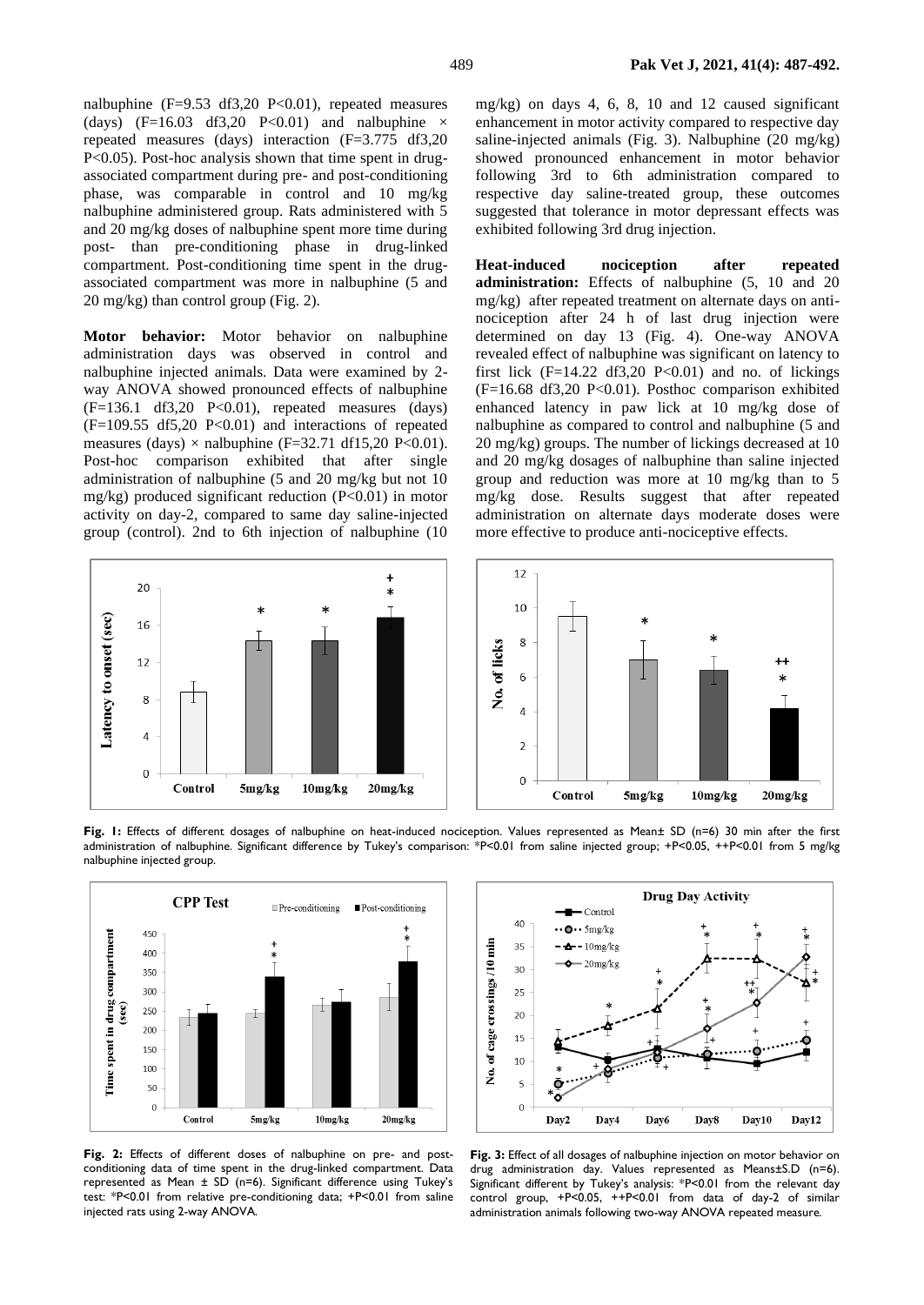nalbuphine (F=9.53 df3,20 P<0.01), repeated measures (days) (F=16.03 df3,20 P<0.01) and nalbuphine × repeated measures (days) interaction (F=3.775 df3,20 P<0.05). Post-hoc analysis shown that time spent in drug-associated compartment during pre- and post-conditioning phase, was comparable in control and 10 mg/kg nalbuphine administered group. Rats administered with 5 and 20 mg/kg doses of nalbuphine spent more time during post- than pre-conditioning phase in drug-linked compartment. Post-conditioning time spent in the drug-associated compartment was more in nalbuphine (5 and 20 mg/kg) than control group (Fig. 2).

**Motor behavior:** Motor behavior on nalbuphine administration days was observed in control and nalbuphine injected animals. Data were examined by 2-way ANOVA showed pronounced effects of nalbuphine (F=136.1 df3,20 P<0.01), repeated measures (days) (F=109.55 df5,20 P<0.01) and interactions of repeated measures (days) × nalbuphine (F=32.71 df15,20 P<0.01). Post-hoc comparison exhibited that after single administration of nalbuphine (5 and 20 mg/kg but not 10 mg/kg) produced significant reduction (P<0.01) in motor activity on day-2, compared to same day saline-injected group (control). 2nd to 6th injection of nalbuphine (10 mg/kg) on days 4, 6, 8, 10 and 12 caused significant enhancement in motor activity compared to respective day saline-injected animals (Fig. 3). Nalbuphine (20 mg/kg) showed pronounced enhancement in motor behavior following 3rd to 6th administration compared to respective day saline-treated group, these outcomes suggested that tolerance in motor depressant effects was exhibited following 3rd drug injection.

**Heat-induced nociception after repeated administration:** Effects of nalbuphine (5, 10 and 20 mg/kg) after repeated treatment on alternate days on anti-nociception after 24 h of last drug injection were determined on day 13 (Fig. 4). One-way ANOVA revealed effect of nalbuphine was significant on latency to first lick (F=14.22 df3,20 P<0.01) and no. of lickings (F=16.68 df3,20 P<0.01). Posthoc comparison exhibited enhanced latency in paw lick at 10 mg/kg dose of nalbuphine as compared to control and nalbuphine (5 and 20 mg/kg) groups. The number of lickings decreased at 10 and 20 mg/kg dosages of nalbuphine than saline injected group and reduction was more at 10 mg/kg than to 5 mg/kg dose. Results suggest that after repeated administration on alternate days moderate doses were more effective to produce anti-nociceptive effects.

**Fig. 1:** Effects of different dosages of nalbuphine on heat-induced nociception. Values represented as Mean± SD (n=6) 30 min after the first administration of nalbuphine. Significant difference by Tukey's comparison: *P<0.01 from saline injected group; +P<0.05, ++P<0.01 from 5 mg/kg nalbuphine injected group.

**Fig. 2:** Effects of different doses of nalbuphine on pre- and post-conditioning data of time spent in the drug-linked compartment. Data represented as Mean ± SD (n=6). Significant difference using Tukey's test: *P<0.01 from relative pre-conditioning data; +P<0.01 from saline injected rats using 2-way ANOVA.

**Fig. 3:** Effect of all dosages of nalbuphine injection on motor behavior on drug administration day. Values represented as Means±S.D (n=6). Significant different by Tukey's analysis: *P<0.01 from the relevant day control group, +P<0.05, ++P<0.01 from data of day-2 of similar administration animals following two-way ANOVA repeated measure.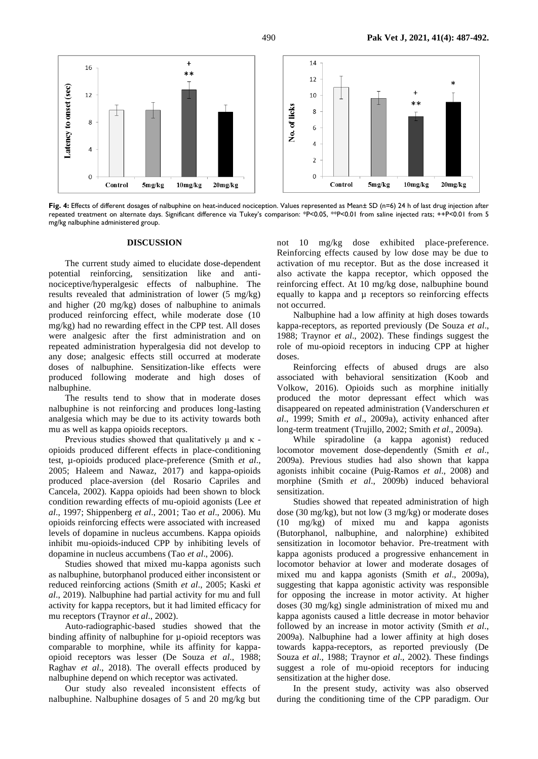Fig. 4: Effects of different dosages of nalbuphine on heat-induced nociception. Values represented as Mean± SD (n=6) 24 h of last drug injection after repeated treatment on alternate days. Significant difference via Tukey's comparison: *P<0.05, **P<0.01 from saline injected rats; ++P<0.01 from 5 mg/kg nalbuphine administered group.

## DISCUSSION

The current study aimed to elucidate dose-dependent potential reinforcing, sensitization like and anti-nociceptive/hyperalgesic effects of nalbuphine. The results revealed that administration of lower (5 mg/kg) and higher (20 mg/kg) doses of nalbuphine to animals produced reinforcing effect, while moderate dose (10 mg/kg) had no rewarding effect in the CPP test. All doses were analgesic after the first administration and on repeated administration hyperalgesia did not develop to any dose; analgesic effects still occurred at moderate doses of nalbuphine. Sensitization-like effects were produced following moderate and high doses of nalbuphine.

The results tend to show that in moderate doses nalbuphine is not reinforcing and produces long-lasting analgesia which may be due to its activity towards both mu as well as kappa opioids receptors.

Previous studies showed that qualitatively µ and κ - opioids produced different effects in place-conditioning test, µ-opioids produced place-preference (Smith *et al*., 2005; Haleem and Nawaz, 2017) and kappa-opioids produced place-aversion (del Rosario Capriles and Cancela, 2002). Kappa opioids had been shown to block condition rewarding effects of mu-opioid agonists (Lee *et al*., 1997; Shippenberg *et al*., 2001; Tao *et al*., 2006). Mu opioids reinforcing effects were associated with increased levels of dopamine in nucleus accumbens. Kappa opioids inhibit mu-opioids-induced CPP by inhibiting levels of dopamine in nucleus accumbens (Tao *et al*., 2006).

Studies showed that mixed mu-kappa agonists such as nalbuphine, butorphanol produced either inconsistent or reduced reinforcing actions (Smith *et al*., 2005; Kaski *et al*., 2019). Nalbuphine had partial activity for mu and full activity for kappa receptors, but it had limited efficacy for mu receptors (Traynor *et al*., 2002).

Auto-radiographic-based studies showed that the binding affinity of nalbuphine for µ-opioid receptors was comparable to morphine, while its affinity for kappa-opioid receptors was lesser (De Souza *et al*., 1988; Raghav *et al*., 2018). The overall effects produced by nalbuphine depend on which receptor was activated.

Our study also revealed inconsistent effects of nalbuphine. Nalbuphine dosages of 5 and 20 mg/kg but not 10 mg/kg dose exhibited place-preference. Reinforcing effects caused by low dose may be due to activation of mu receptor. But as the dose increased it also activate the kappa receptor, which opposed the reinforcing effect. At 10 mg/kg dose, nalbuphine bound equally to kappa and µ receptors so reinforcing effects not occurred.

Nalbuphine had a low affinity at high doses towards kappa-receptors, as reported previously (De Souza *et al*., 1988; Traynor *et al*., 2002). These findings suggest the role of mu-opioid receptors in inducing CPP at higher doses.

Reinforcing effects of abused drugs are also associated with behavioral sensitization (Koob and Volkow, 2016). Opioids such as morphine initially produced the motor depressant effect which was disappeared on repeated administration (Vanderschuren *et al*., 1999; Smith *et al*., 2009a), activity enhanced after long-term treatment (Trujillo, 2002; Smith *et al*., 2009a).

While spiradoline (a kappa agonist) reduced locomotor movement dose-dependently (Smith *et al*., 2009a). Previous studies had also shown that kappa agonists inhibit cocaine (Puig-Ramos *et al*., 2008) and morphine (Smith *et al*., 2009b) induced behavioral sensitization.

Studies showed that repeated administration of high dose (30 mg/kg), but not low (3 mg/kg) or moderate doses (10 mg/kg) of mixed mu and kappa agonists (Butorphanol, nalbuphine, and nalorphine) exhibited sensitization in locomotor behavior. Pre-treatment with kappa agonists produced a progressive enhancement in locomotor behavior at lower and moderate dosages of mixed mu and kappa agonists (Smith *et al*., 2009a), suggesting that kappa agonistic activity was responsible for opposing the increase in motor activity. At higher doses (30 mg/kg) single administration of mixed mu and kappa agonists caused a little decrease in motor behavior followed by an increase in motor activity (Smith *et al*., 2009a). Nalbuphine had a lower affinity at high doses towards kappa-receptors, as reported previously (De Souza *et al*., 1988; Traynor *et al*., 2002). These findings suggest a role of mu-opioid receptors for inducing sensitization at the higher dose.

In the present study, activity was also observed during the conditioning time of the CPP paradigm. Our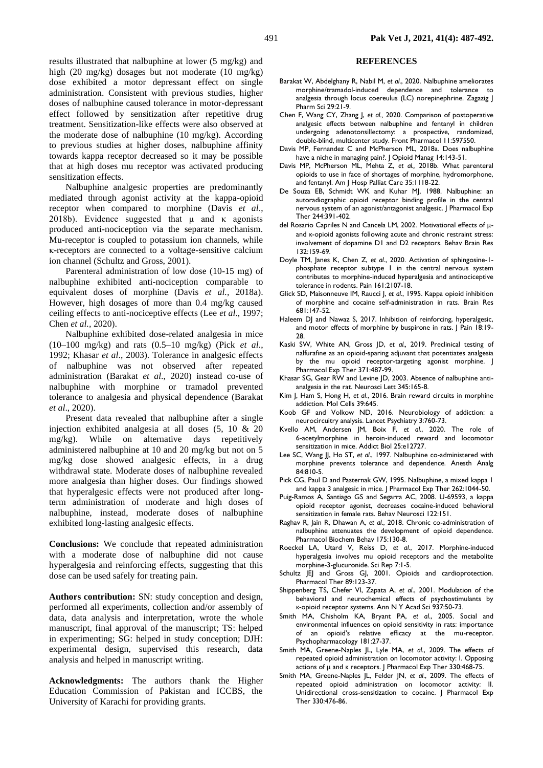results illustrated that nalbuphine at lower (5 mg/kg) and high (20 mg/kg) dosages but not moderate (10 mg/kg) dose exhibited a motor depressant effect on single administration. Consistent with previous studies, higher doses of nalbuphine caused tolerance in motor-depressant effect followed by sensitization after repetitive drug treatment. Sensitization-like effects were also observed at the moderate dose of nalbuphine (10 mg/kg). According to previous studies at higher doses, nalbuphine affinity towards kappa receptor decreased so it may be possible that at high doses mu receptor was activated producing sensitization effects.

Nalbuphine analgesic properties are predominantly mediated through agonist activity at the kappa-opioid receptor when compared to morphine (Davis *et al*., 2018b). Evidence suggested that μ and κ agonists produced anti-nociception via the separate mechanism. Mu-receptor is coupled to potassium ion channels, while κ-receptors are connected to a voltage-sensitive calcium ion channel (Schultz and Gross, 2001).

Parenteral administration of low dose (10-15 mg) of nalbuphine exhibited anti-nociception comparable to equivalent doses of morphine (Davis *et al.*, 2018a). However, high dosages of more than 0.4 mg/kg caused ceiling effects to anti-nociceptive effects (Lee *et al*., 1997; Chen *et al.*, 2020).

Nalbuphine exhibited dose-related analgesia in mice (10–100 mg/kg) and rats (0.5–10 mg/kg) (Pick *et al*., 1992; Khasar *et al*., 2003). Tolerance in analgesic effects of nalbuphine was not observed after repeated administration (Barakat *et al*., 2020) instead co-use of nalbuphine with morphine or tramadol prevented tolerance to analgesia and physical dependence (Barakat *et al*., 2020).

Present data revealed that nalbuphine after a single injection exhibited analgesia at all doses (5, 10 & 20 mg/kg). While on alternative days repetitively administered nalbuphine at 10 and 20 mg/kg but not on 5 mg/kg dose showed analgesic effects, in a drug withdrawal state. Moderate doses of nalbuphine revealed more analgesia than higher doses. Our findings showed that hyperalgesic effects were not produced after long-term administration of moderate and high doses of nalbuphine, instead, moderate doses of nalbuphine exhibited long-lasting analgesic effects.

**Conclusions:** We conclude that repeated administration with a moderate dose of nalbuphine did not cause hyperalgesia and reinforcing effects, suggesting that this dose can be used safely for treating pain.

**Authors contribution:** SN: study conception and design, performed all experiments, collection and/or assembly of data, data analysis and interpretation, wrote the whole manuscript, final approval of the manuscript; TS: helped in experimenting; SG: helped in study conception; DJH: experimental design, supervised this research, data analysis and helped in manuscript writing.

**Acknowledgments:** The authors thank the Higher Education Commission of Pakistan and ICCBS, the University of Karachi for providing grants.

## REFERENCES

Barakat W, Abdelghany R, Nabil M, *et al*., 2020. Nalbuphine ameliorates morphine/tramadol-induced dependence and tolerance to analgesia through locus coereulus (LC) norepinephrine. Zagazig J Pharm Sci 29:21-9.

Chen F, Wang CY, Zhang J, *et al*., 2020. Comparison of postoperative analgesic effects between nalbuphine and fentanyl in children undergoing adenotonsillectomy: a prospective, randomized, double-blind, multicenter study. Front Pharmacol 11:597550.

Davis MP, Fernandez C and McPherson ML, 2018a. Does nalbuphine have a niche in managing pain?. J Opioid Manag 14:143-51.

Davis MP, McPherson ML, Mehta Z, *et al*., 2018b. What parenteral opioids to use in face of shortages of morphine, hydromorphone, and fentanyl. Am J Hosp Palliat Care 35:1118-22.

De Souza EB, Schmidt WK and Kuhar MJ, 1988. Nalbuphine: an autoradiographic opioid receptor binding profile in the central nervous system of an agonist/antagonist analgesic. J Pharmacol Exp Ther 244:391-402.

del Rosario Capriles N and Cancela LM, 2002. Motivational effects of μ- and κ-opioid agonists following acute and chronic restraint stress: involvement of dopamine D1 and D2 receptors. Behav Brain Res 132:159-69.

Doyle TM, Janes K, Chen Z, *et al*., 2020. Activation of sphingosine-1-phosphate receptor subtype 1 in the central nervous system contributes to morphine-induced hyperalgesia and antinociceptive tolerance in rodents. Pain 161:2107-18.

Glick SD, Maisonneuve IM, Raucci J, *et al*., 1995. Kappa opioid inhibition of morphine and cocaine self-administration in rats. Brain Res 681:147-52.

Haleem DJ and Nawaz S, 2017. Inhibition of reinforcing, hyperalgesic, and motor effects of morphine by buspirone in rats. J Pain 18:19-28.

Kaski SW, White AN, Gross JD, *et al*., 2019. Preclinical testing of nalfurafine as an opioid-sparing adjuvant that potentiates analgesia by the mu opioid receptor-targeting agonist morphine. J Pharmacol Exp Ther 371:487-99.

Khasar SG, Gear RW and Levine JD, 2003. Absence of nalbuphine anti-analgesia in the rat. Neurosci Lett 345:165-8.

Kim J, Ham S, Hong H, *et al*., 2016. Brain reward circuits in morphine addiction. Mol Cells 39:645.

Koob GF and Volkow ND, 2016. Neurobiology of addiction: a neurocircuitry analysis. Lancet Psychiatry 3:760-73.

Kvello AM, Andersen JM, Boix F, *et al*., 2020. The role of 6-acetylmorphine in heroin-induced reward and locomotor sensitization in mice. Addict Biol 25:e12727.

Lee SC, Wang JJ, Ho ST, *et al*., 1997. Nalbuphine co-administered with morphine prevents tolerance and dependence. Anesth Analg 84:810-5.

Pick CG, Paul D and Pasternak GW, 1995. Nalbuphine, a mixed kappa 1 and kappa 3 analgesic in mice. J Pharmacol Exp Ther 262:1044-50.

Puig-Ramos A, Santiago GS and Segarra AC, 2008. U-69593, a kappa opioid receptor agonist, decreases cocaine-induced behavioral sensitization in female rats. Behav Neurosci 122:151.

Raghav R, Jain R, Dhawan A, *et al*., 2018. Chronic co-administration of nalbuphine attenuates the development of opioid dependence. Pharmacol Biochem Behav 175:130-8.

Roeckel LA, Utard V, Reiss D, *et al*., 2017. Morphine-induced hyperalgesia involves mu opioid receptors and the metabolite morphine-3-glucuronide. Sci Rep 7:1-5.

Schultz JEJ and Gross GJ, 2001. Opioids and cardioprotection. Pharmacol Ther 89:123-37.

Shippenberg TS, Chefer VI, Zapata A, *et al*., 2001. Modulation of the behavioral and neurochemical effects of psychostimulants by κ-opioid receptor systems. Ann N Y Acad Sci 937:50-73.

Smith MA, Chisholm KA, Bryant PA, *et al*., 2005. Social and environmental influences on opioid sensitivity in rats: importance of an opioid's relative efficacy at the mu-receptor. Psychopharmacology 181:27-37.

Smith MA, Greene-Naples JL, Lyle MA, *et al*., 2009. The effects of repeated opioid administration on locomotor activity: I. Opposing actions of μ and κ receptors. J Pharmacol Exp Ther 330:468-75.

Smith MA, Greene-Naples JL, Felder JN, *et al*., 2009. The effects of repeated opioid administration on locomotor activity: II. Unidirectional cross-sensitization to cocaine. J Pharmacol Exp Ther 330:476-86.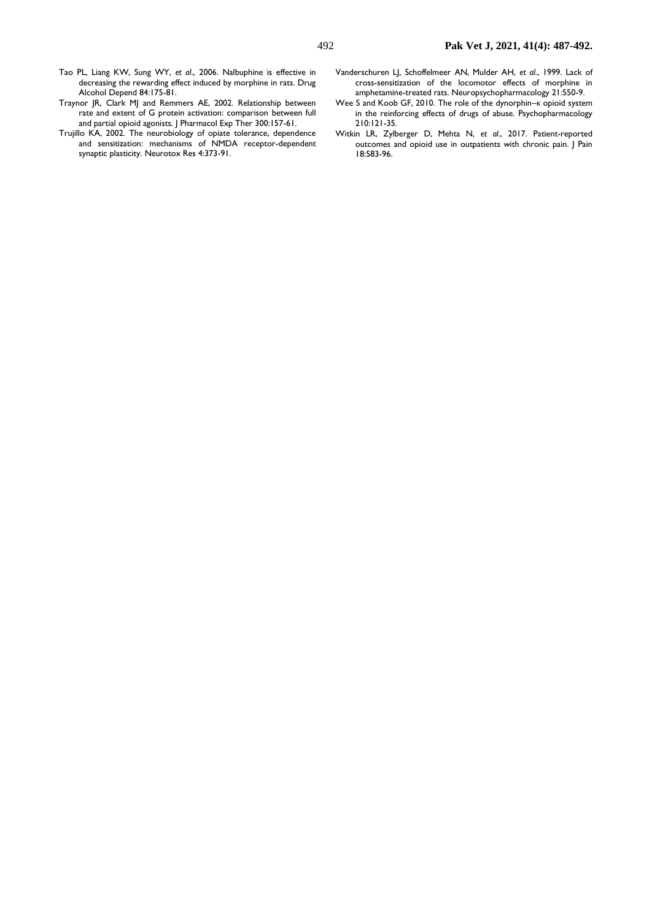Tao PL, Liang KW, Sung WY, *et al*., 2006. Nalbuphine is effective in decreasing the rewarding effect induced by morphine in rats. Drug Alcohol Depend 84:175-81.

Traynor JR, Clark MJ and Remmers AE, 2002. Relationship between rate and extent of G protein activation: comparison between full and partial opioid agonists. J Pharmacol Exp Ther 300:157-61.

Trujillo KA, 2002. The neurobiology of opiate tolerance, dependence and sensitization: mechanisms of NMDA receptor-dependent synaptic plasticity. Neurotox Res 4:373-91.

Vanderschuren LJ, Schoffelmeer AN, Mulder AH, *et al*., 1999. Lack of cross-sensitization of the locomotor effects of morphine in amphetamine-treated rats. Neuropsychopharmacology 21:550-9.

Wee S and Koob GF, 2010. The role of the dynorphin–κ opioid system in the reinforcing effects of drugs of abuse. Psychopharmacology 210:121-35.

Witkin LR, Zylberger D, Mehta N, *et al*., 2017. Patient-reported outcomes and opioid use in outpatients with chronic pain. J Pain 18:583-96.